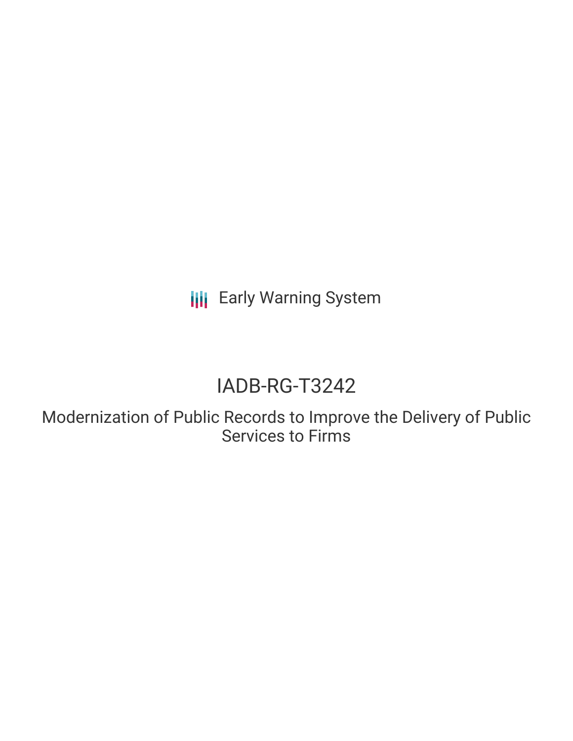Early Warning System

# IADB-RG-T3242

## Modernization of Public Records to Improve the Delivery of Public Services to Firms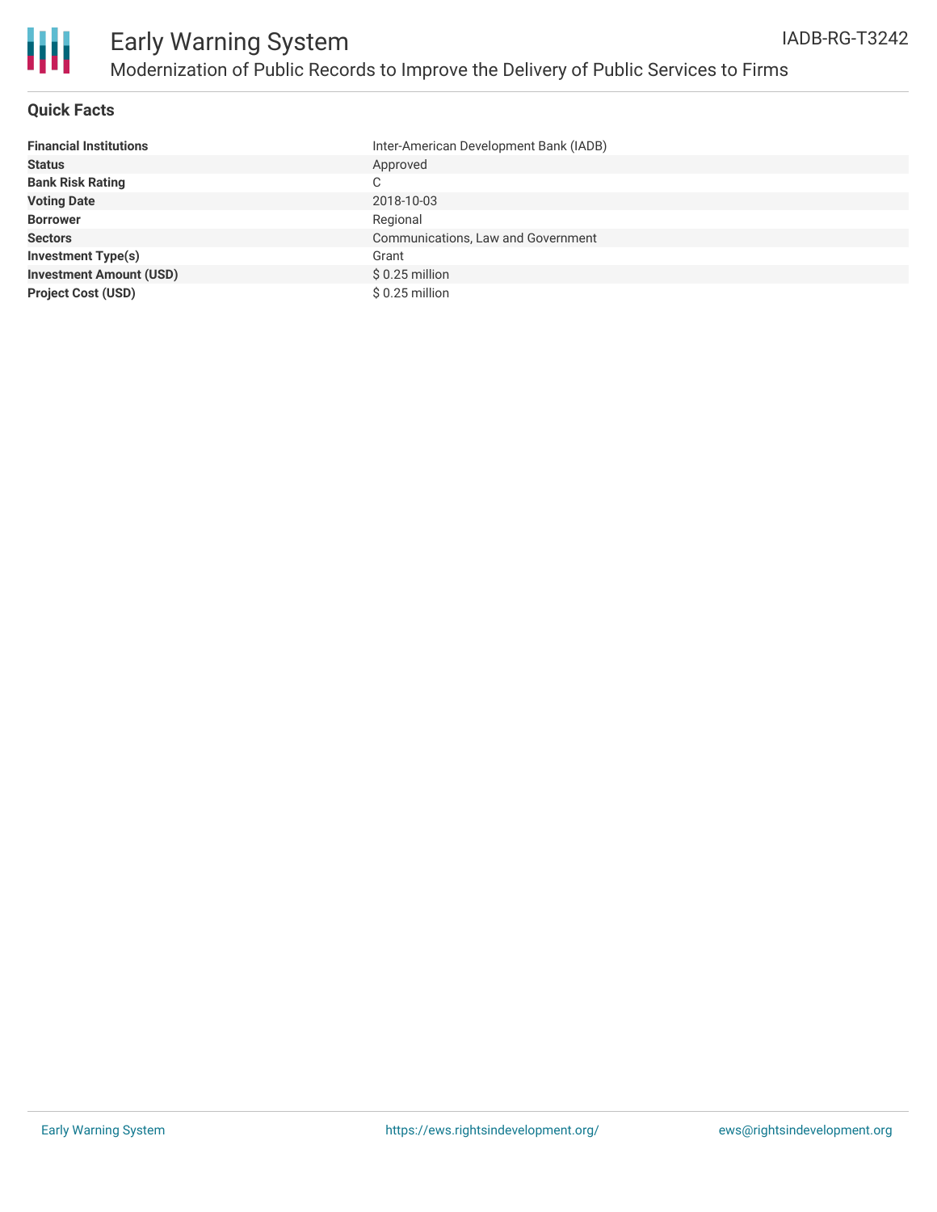# Early Warning System

## Modernization of Public Records to Improve the Delivery of Public Services to Firms

IADB-RG-T3242

### Quick Facts

| | |
|---|---|
| **Financial Institutions** | Inter-American Development Bank (IADB) |
| **Status** | Approved |
| **Bank Risk Rating** | C |
| **Voting Date** | 2018-10-03 |
| **Borrower** | Regional |
| **Sectors** | Communications, Law and Government |
| **Investment Type(s)** | Grant |
| **Investment Amount (USD)** | $ 0.25 million |
| **Project Cost (USD)** | $ 0.25 million |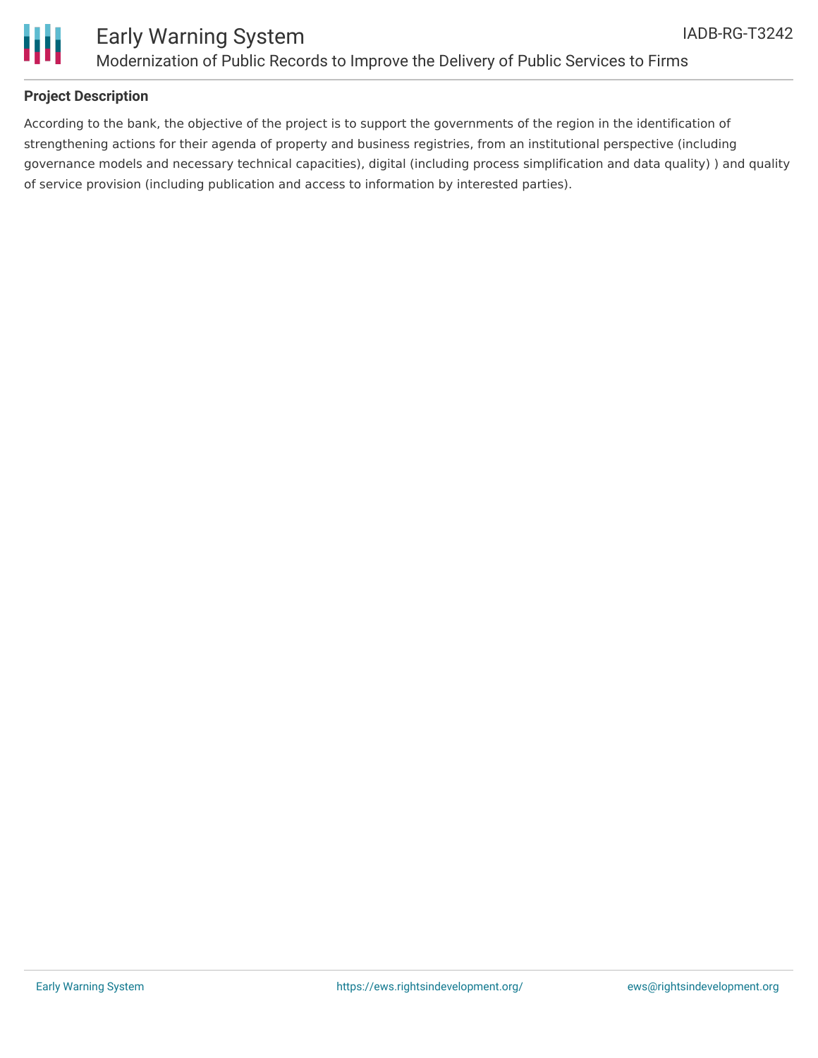## Project Description

According to the bank, the objective of the project is to support the governments of the region in the identification of strengthening actions for their agenda of property and business registries, from an institutional perspective (including governance models and necessary technical capacities), digital (including process simplification and data quality) ) and quality of service provision (including publication and access to information by interested parties).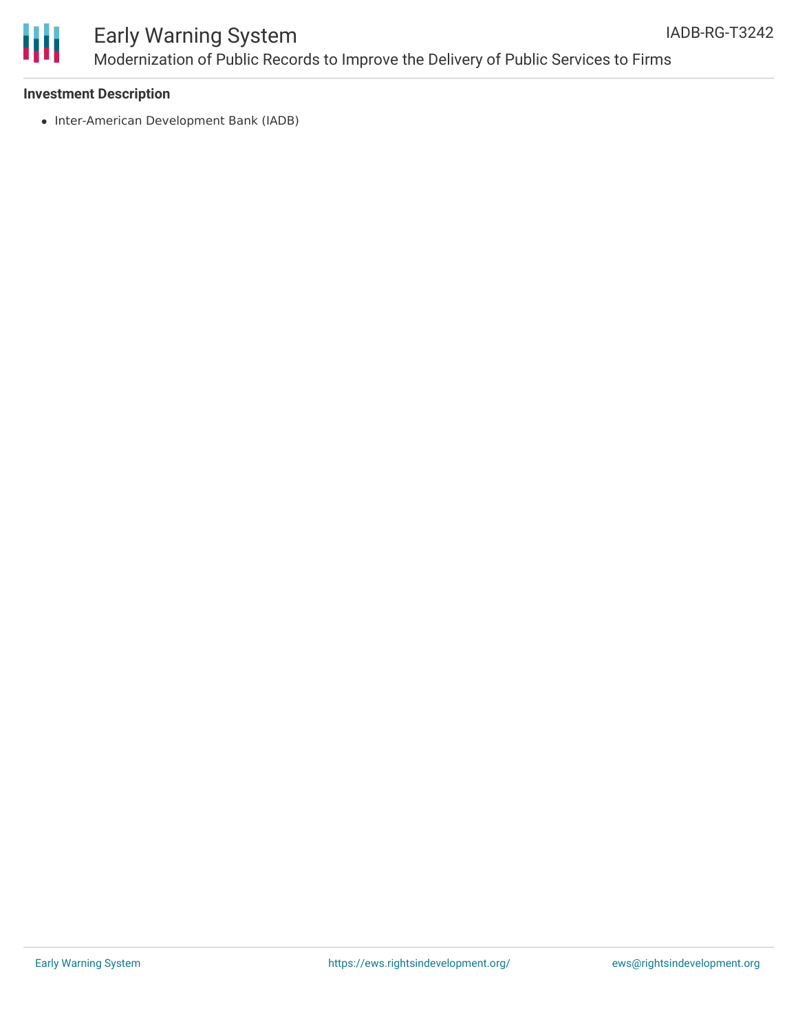**Investment Description**

- Inter-American Development Bank (IADB)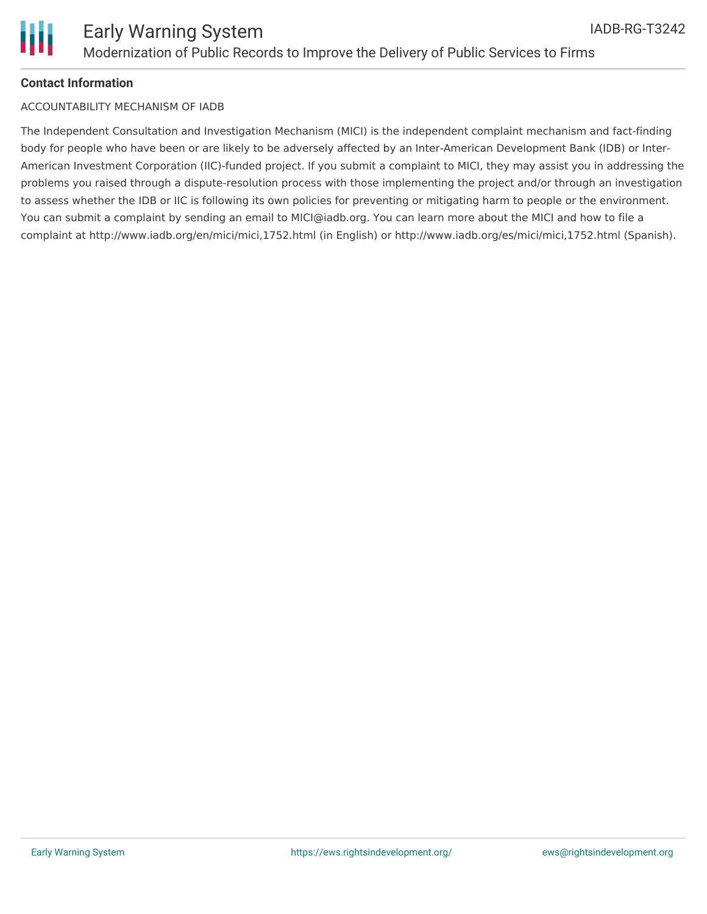**Contact Information**

ACCOUNTABILITY MECHANISM OF IADB

The Independent Consultation and Investigation Mechanism (MICI) is the independent complaint mechanism and fact-finding body for people who have been or are likely to be adversely affected by an Inter-American Development Bank (IDB) or Inter-American Investment Corporation (IIC)-funded project. If you submit a complaint to MICI, they may assist you in addressing the problems you raised through a dispute-resolution process with those implementing the project and/or through an investigation to assess whether the IDB or IIC is following its own policies for preventing or mitigating harm to people or the environment. You can submit a complaint by sending an email to MICI@iadb.org. You can learn more about the MICI and how to file a complaint at http://www.iadb.org/en/mici/mici,1752.html (in English) or http://www.iadb.org/es/mici/mici,1752.html (Spanish).